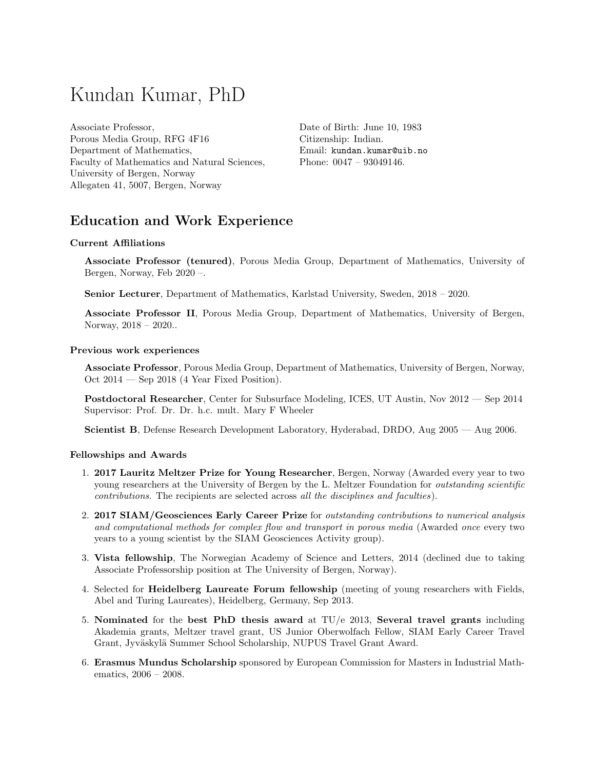# Kundan Kumar, PhD

Associate Professor,
Porous Media Group, RFG 4F16
Department of Mathematics,
Faculty of Mathematics and Natural Sciences,
University of Bergen, Norway
Allegaten 41, 5007, Bergen, Norway

Date of Birth: June 10, 1983
Citizenship: Indian.
Email: kundan.kumar@uib.no
Phone: 0047 – 93049146.

## Education and Work Experience

### Current Affiliations

**Associate Professor (tenured)**, Porous Media Group, Department of Mathematics, University of Bergen, Norway, Feb 2020 –.

**Senior Lecturer**, Department of Mathematics, Karlstad University, Sweden, 2018 – 2020.

**Associate Professor II**, Porous Media Group, Department of Mathematics, University of Bergen, Norway, 2018 – 2020..

### Previous work experiences

**Associate Professor**, Porous Media Group, Department of Mathematics, University of Bergen, Norway, Oct 2014 — Sep 2018 (4 Year Fixed Position).

**Postdoctoral Researcher**, Center for Subsurface Modeling, ICES, UT Austin, Nov 2012 — Sep 2014
Supervisor: Prof. Dr. Dr. h.c. mult. Mary F Wheeler

**Scientist B**, Defense Research Development Laboratory, Hyderabad, DRDO, Aug 2005 — Aug 2006.

### Fellowships and Awards

1. **2017 Lauritz Meltzer Prize for Young Researcher**, Bergen, Norway (Awarded every year to two young researchers at the University of Bergen by the L. Meltzer Foundation for *outstanding scientific contributions*. The recipients are selected across *all the disciplines and faculties*).
2. **2017 SIAM/Geosciences Early Career Prize** for *outstanding contributions to numerical analysis and computational methods for complex flow and transport in porous media* (Awarded *once* every two years to a young scientist by the SIAM Geosciences Activity group).
3. **Vista fellowship**, The Norwegian Academy of Science and Letters, 2014 (declined due to taking Associate Professorship position at The University of Bergen, Norway).
4. Selected for **Heidelberg Laureate Forum fellowship** (meeting of young researchers with Fields, Abel and Turing Laureates), Heidelberg, Germany, Sep 2013.
5. **Nominated** for the **best PhD thesis award** at TU/e 2013, **Several travel grants** including Akademia grants, Meltzer travel grant, US Junior Oberwolfach Fellow, SIAM Early Career Travel Grant, Jyväskylä Summer School Scholarship, NUPUS Travel Grant Award.
6. **Erasmus Mundus Scholarship** sponsored by European Commission for Masters in Industrial Mathematics, 2006 – 2008.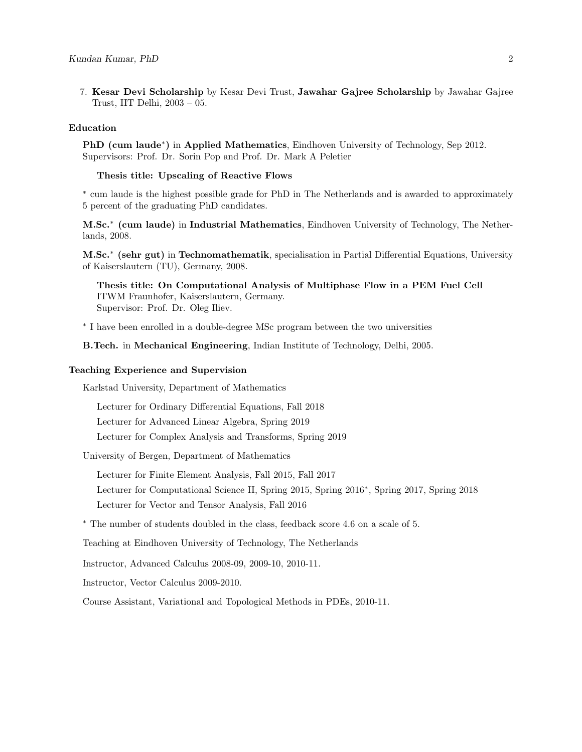7. **Kesar Devi Scholarship** by Kesar Devi Trust, **Jawahar Gajree Scholarship** by Jawahar Gajree Trust, IIT Delhi, 2003 – 05.

## Education

**PhD (cum laude*)** in **Applied Mathematics**, Eindhoven University of Technology, Sep 2012.
Supervisors: Prof. Dr. Sorin Pop and Prof. Dr. Mark A Peletier

**Thesis title: Upscaling of Reactive Flows**

* cum laude is the highest possible grade for PhD in The Netherlands and is awarded to approximately 5 percent of the graduating PhD candidates.

**M.Sc.* (cum laude)** in **Industrial Mathematics**, Eindhoven University of Technology, The Netherlands, 2008.

**M.Sc.* (sehr gut)** in **Technomathematik**, specialisation in Partial Differential Equations, University of Kaiserslautern (TU), Germany, 2008.

**Thesis title: On Computational Analysis of Multiphase Flow in a PEM Fuel Cell**
ITWM Fraunhofer, Kaiserslautern, Germany.
Supervisor: Prof. Dr. Oleg Iliev.

* I have been enrolled in a double-degree MSc program between the two universities

**B.Tech.** in **Mechanical Engineering**, Indian Institute of Technology, Delhi, 2005.

## Teaching Experience and Supervision

Karlstad University, Department of Mathematics

Lecturer for Ordinary Differential Equations, Fall 2018

Lecturer for Advanced Linear Algebra, Spring 2019

Lecturer for Complex Analysis and Transforms, Spring 2019

University of Bergen, Department of Mathematics

Lecturer for Finite Element Analysis, Fall 2015, Fall 2017

Lecturer for Computational Science II, Spring 2015, Spring 2016*, Spring 2017, Spring 2018

Lecturer for Vector and Tensor Analysis, Fall 2016

* The number of students doubled in the class, feedback score 4.6 on a scale of 5.

Teaching at Eindhoven University of Technology, The Netherlands

Instructor, Advanced Calculus 2008-09, 2009-10, 2010-11.

Instructor, Vector Calculus 2009-2010.

Course Assistant, Variational and Topological Methods in PDEs, 2010-11.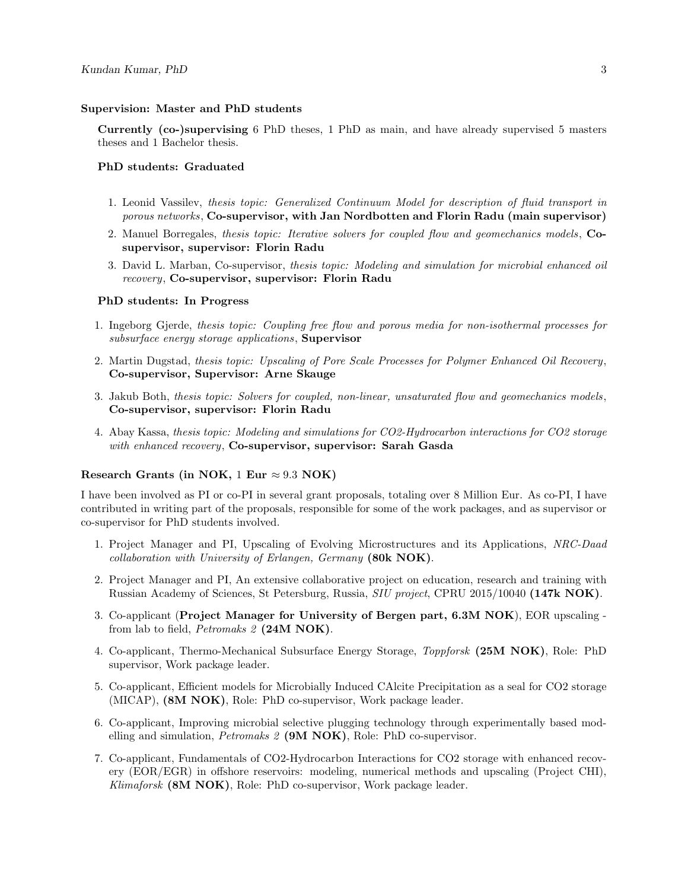### Supervision: Master and PhD students

**Currently (co-)supervising** 6 PhD theses, 1 PhD as main, and have already supervised 5 masters theses and 1 Bachelor thesis.

#### PhD students: Graduated

1. Leonid Vassilev, *thesis topic: Generalized Continuum Model for description of fluid transport in porous networks*, **Co-supervisor, with Jan Nordbotten and Florin Radu (main supervisor)**
2. Manuel Borregales, *thesis topic: Iterative solvers for coupled flow and geomechanics models*, **Co-supervisor, supervisor: Florin Radu**
3. David L. Marban, Co-supervisor, *thesis topic: Modeling and simulation for microbial enhanced oil recovery*, **Co-supervisor, supervisor: Florin Radu**

#### PhD students: In Progress

1. Ingeborg Gjerde, *thesis topic: Coupling free flow and porous media for non-isothermal processes for subsurface energy storage applications*, **Supervisor**
2. Martin Dugstad, *thesis topic: Upscaling of Pore Scale Processes for Polymer Enhanced Oil Recovery*, **Co-supervisor, Supervisor: Arne Skauge**
3. Jakub Both, *thesis topic: Solvers for coupled, non-linear, unsaturated flow and geomechanics models*, **Co-supervisor, supervisor: Florin Radu**
4. Abay Kassa, *thesis topic: Modeling and simulations for CO2-Hydrocarbon interactions for CO2 storage with enhanced recovery*, **Co-supervisor, supervisor: Sarah Gasda**

### Research Grants (in NOK, 1 Eur $\approx 9.3$ NOK)

I have been involved as PI or co-PI in several grant proposals, totaling over 8 Million Eur. As co-PI, I have contributed in writing part of the proposals, responsible for some of the work packages, and as supervisor or co-supervisor for PhD students involved.

1. Project Manager and PI, Upscaling of Evolving Microstructures and its Applications, *NRC-Daad collaboration with University of Erlangen, Germany* **(80k NOK)**.
2. Project Manager and PI, An extensive collaborative project on education, research and training with Russian Academy of Sciences, St Petersburg, Russia, *SIU project*, CPRU 2015/10040 **(147k NOK)**.
3. Co-applicant (**Project Manager for University of Bergen part, 6.3M NOK**), EOR upscaling - from lab to field, *Petromaks 2* **(24M NOK)**.
4. Co-applicant, Thermo-Mechanical Subsurface Energy Storage, *Toppforsk* **(25M NOK)**, Role: PhD supervisor, Work package leader.
5. Co-applicant, Efficient models for Microbially Induced CAlcite Precipitation as a seal for CO2 storage (MICAP), **(8M NOK)**, Role: PhD co-supervisor, Work package leader.
6. Co-applicant, Improving microbial selective plugging technology through experimentally based modelling and simulation, *Petromaks 2* **(9M NOK)**, Role: PhD co-supervisor.
7. Co-applicant, Fundamentals of CO2-Hydrocarbon Interactions for CO2 storage with enhanced recovery (EOR/EGR) in offshore reservoirs: modeling, numerical methods and upscaling (Project CHI), *Klimaforsk* **(8M NOK)**, Role: PhD co-supervisor, Work package leader.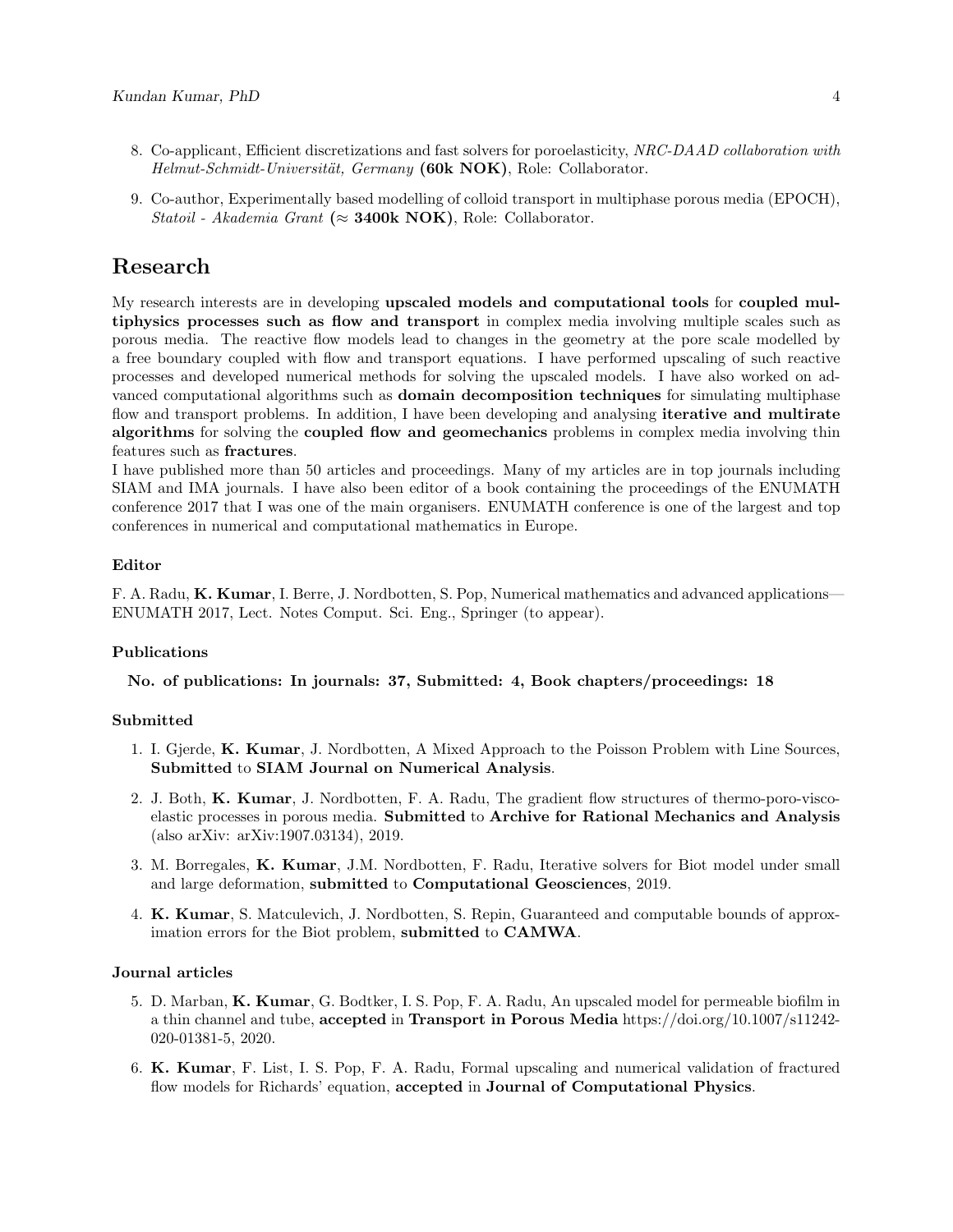8. Co-applicant, Efficient discretizations and fast solvers for poroelasticity, *NRC-DAAD collaboration with Helmut-Schmidt-Universität, Germany* **(60k NOK)**, Role: Collaborator.

9. Co-author, Experimentally based modelling of colloid transport in multiphase porous media (EPOCH), *Statoil - Akademia Grant* **($\approx$ 3400k NOK)**, Role: Collaborator.

# Research

My research interests are in developing **upscaled models and computational tools** for **coupled multiphysics processes such as flow and transport** in complex media involving multiple scales such as porous media. The reactive flow models lead to changes in the geometry at the pore scale modelled by a free boundary coupled with flow and transport equations. I have performed upscaling of such reactive processes and developed numerical methods for solving the upscaled models. I have also worked on advanced computational algorithms such as **domain decomposition techniques** for simulating multiphase flow and transport problems. In addition, I have been developing and analysing **iterative and multirate algorithms** for solving the **coupled flow and geomechanics** problems in complex media involving thin features such as **fractures**.

I have published more than 50 articles and proceedings. Many of my articles are in top journals including SIAM and IMA journals. I have also been editor of a book containing the proceedings of the ENUMATH conference 2017 that I was one of the main organisers. ENUMATH conference is one of the largest and top conferences in numerical and computational mathematics in Europe.

### Editor

F. A. Radu, **K. Kumar**, I. Berre, J. Nordbotten, S. Pop, Numerical mathematics and advanced applications—ENUMATH 2017, Lect. Notes Comput. Sci. Eng., Springer (to appear).

### Publications

**No. of publications: In journals: 37, Submitted: 4, Book chapters/proceedings: 18**

### Submitted

1. I. Gjerde, **K. Kumar**, J. Nordbotten, A Mixed Approach to the Poisson Problem with Line Sources, **Submitted** to **SIAM Journal on Numerical Analysis**.

2. J. Both, **K. Kumar**, J. Nordbotten, F. A. Radu, The gradient flow structures of thermo-poro-visco-elastic processes in porous media. **Submitted** to **Archive for Rational Mechanics and Analysis** (also arXiv: arXiv:1907.03134), 2019.

3. M. Borregales, **K. Kumar**, J.M. Nordbotten, F. Radu, Iterative solvers for Biot model under small and large deformation, **submitted** to **Computational Geosciences**, 2019.

4. **K. Kumar**, S. Matculevich, J. Nordbotten, S. Repin, Guaranteed and computable bounds of approximation errors for the Biot problem, **submitted** to **CAMWA**.

### Journal articles

5. D. Marban, **K. Kumar**, G. Bodtker, I. S. Pop, F. A. Radu, An upscaled model for permeable biofilm in a thin channel and tube, **accepted** in **Transport in Porous Media** https://doi.org/10.1007/s11242-020-01381-5, 2020.

6. **K. Kumar**, F. List, I. S. Pop, F. A. Radu, Formal upscaling and numerical validation of fractured flow models for Richards' equation, **accepted** in **Journal of Computational Physics**.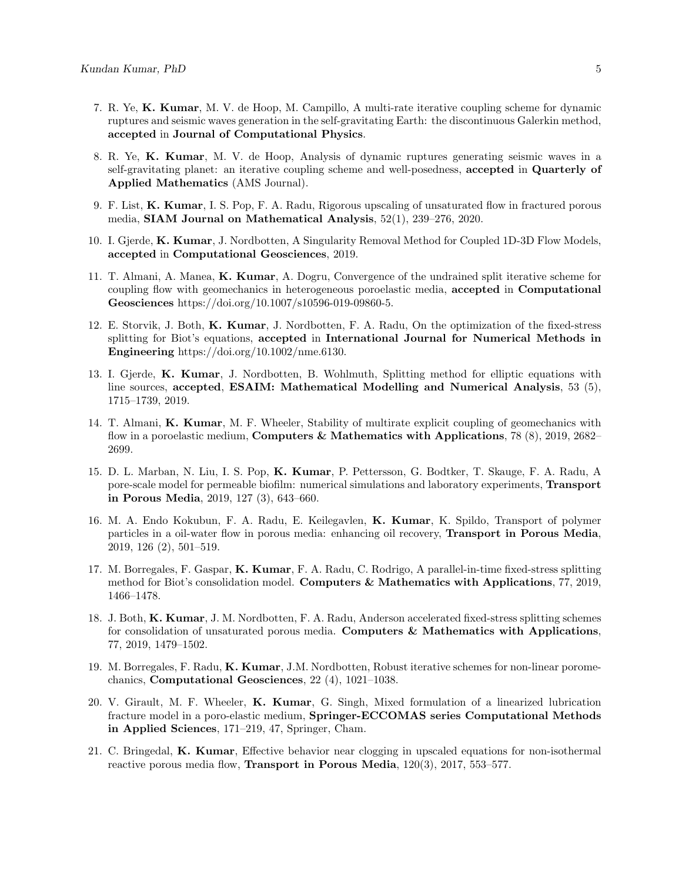7. R. Ye, **K. Kumar**, M. V. de Hoop, M. Campillo, A multi-rate iterative coupling scheme for dynamic ruptures and seismic waves generation in the self-gravitating Earth: the discontinuous Galerkin method, **accepted** in **Journal of Computational Physics**.

8. R. Ye, **K. Kumar**, M. V. de Hoop, Analysis of dynamic ruptures generating seismic waves in a self-gravitating planet: an iterative coupling scheme and well-posedness, **accepted** in **Quarterly of Applied Mathematics** (AMS Journal).

9. F. List, **K. Kumar**, I. S. Pop, F. A. Radu, Rigorous upscaling of unsaturated flow in fractured porous media, **SIAM Journal on Mathematical Analysis**, 52(1), 239–276, 2020.

10. I. Gjerde, **K. Kumar**, J. Nordbotten, A Singularity Removal Method for Coupled 1D-3D Flow Models, **accepted** in **Computational Geosciences**, 2019.

11. T. Almani, A. Manea, **K. Kumar**, A. Dogru, Convergence of the undrained split iterative scheme for coupling flow with geomechanics in heterogeneous poroelastic media, **accepted** in **Computational Geosciences** https://doi.org/10.1007/s10596-019-09860-5.

12. E. Storvik, J. Both, **K. Kumar**, J. Nordbotten, F. A. Radu, On the optimization of the fixed-stress splitting for Biot's equations, **accepted** in **International Journal for Numerical Methods in Engineering** https://doi.org/10.1002/nme.6130.

13. I. Gjerde, **K. Kumar**, J. Nordbotten, B. Wohlmuth, Splitting method for elliptic equations with line sources, **accepted**, **ESAIM: Mathematical Modelling and Numerical Analysis**, 53 (5), 1715–1739, 2019.

14. T. Almani, **K. Kumar**, M. F. Wheeler, Stability of multirate explicit coupling of geomechanics with flow in a poroelastic medium, **Computers & Mathematics with Applications**, 78 (8), 2019, 2682–2699.

15. D. L. Marban, N. Liu, I. S. Pop, **K. Kumar**, P. Pettersson, G. Bodtker, T. Skauge, F. A. Radu, A pore-scale model for permeable biofilm: numerical simulations and laboratory experiments, **Transport in Porous Media**, 2019, 127 (3), 643–660.

16. M. A. Endo Kokubun, F. A. Radu, E. Keilegavlen, **K. Kumar**, K. Spildo, Transport of polymer particles in a oil-water flow in porous media: enhancing oil recovery, **Transport in Porous Media**, 2019, 126 (2), 501–519.

17. M. Borregales, F. Gaspar, **K. Kumar**, F. A. Radu, C. Rodrigo, A parallel-in-time fixed-stress splitting method for Biot's consolidation model. **Computers & Mathematics with Applications**, 77, 2019, 1466–1478.

18. J. Both, **K. Kumar**, J. M. Nordbotten, F. A. Radu, Anderson accelerated fixed-stress splitting schemes for consolidation of unsaturated porous media. **Computers & Mathematics with Applications**, 77, 2019, 1479–1502.

19. M. Borregales, F. Radu, **K. Kumar**, J.M. Nordbotten, Robust iterative schemes for non-linear poromechanics, **Computational Geosciences**, 22 (4), 1021–1038.

20. V. Girault, M. F. Wheeler, **K. Kumar**, G. Singh, Mixed formulation of a linearized lubrication fracture model in a poro-elastic medium, **Springer-ECCOMAS series Computational Methods in Applied Sciences**, 171–219, 47, Springer, Cham.

21. C. Bringedal, **K. Kumar**, Effective behavior near clogging in upscaled equations for non-isothermal reactive porous media flow, **Transport in Porous Media**, 120(3), 2017, 553–577.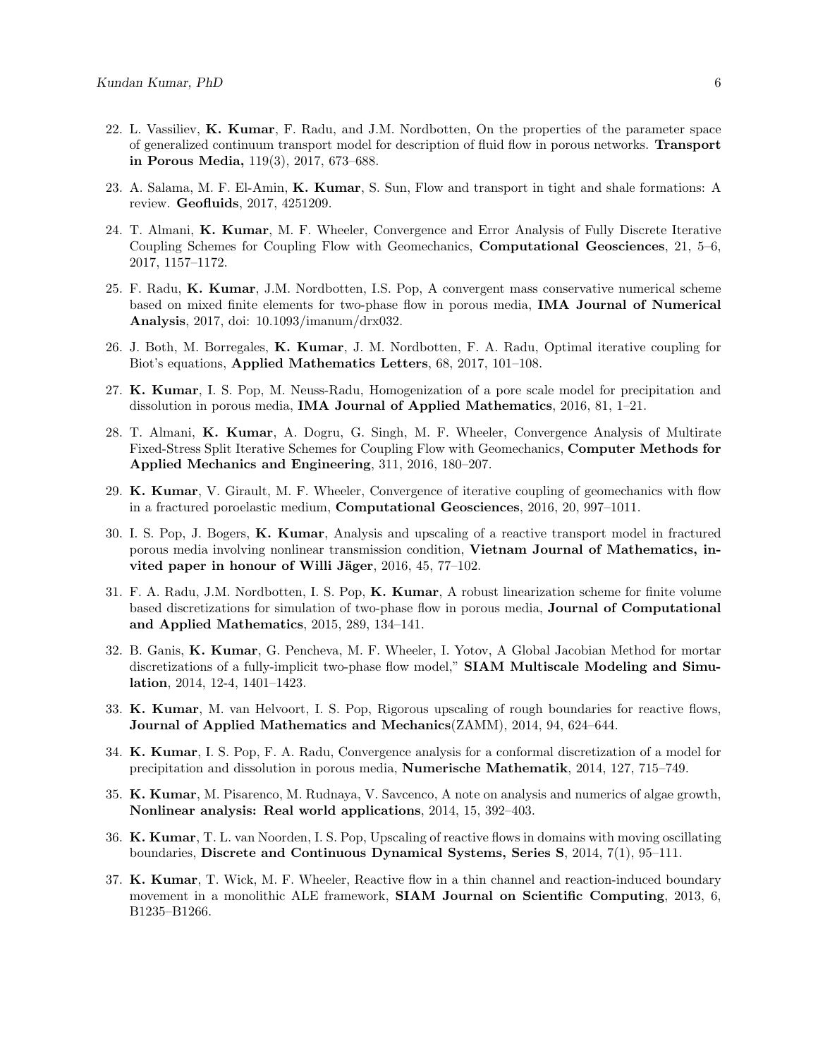22. L. Vassiliev, **K. Kumar**, F. Radu, and J.M. Nordbotten, On the properties of the parameter space of generalized continuum transport model for description of fluid flow in porous networks. **Transport in Porous Media,** 119(3), 2017, 673–688.

23. A. Salama, M. F. El-Amin, **K. Kumar**, S. Sun, Flow and transport in tight and shale formations: A review. **Geofluids**, 2017, 4251209.

24. T. Almani, **K. Kumar**, M. F. Wheeler, Convergence and Error Analysis of Fully Discrete Iterative Coupling Schemes for Coupling Flow with Geomechanics, **Computational Geosciences**, 21, 5–6, 2017, 1157–1172.

25. F. Radu, **K. Kumar**, J.M. Nordbotten, I.S. Pop, A convergent mass conservative numerical scheme based on mixed finite elements for two-phase flow in porous media, **IMA Journal of Numerical Analysis**, 2017, doi: 10.1093/imanum/drx032.

26. J. Both, M. Borregales, **K. Kumar**, J. M. Nordbotten, F. A. Radu, Optimal iterative coupling for Biot's equations, **Applied Mathematics Letters**, 68, 2017, 101–108.

27. **K. Kumar**, I. S. Pop, M. Neuss-Radu, Homogenization of a pore scale model for precipitation and dissolution in porous media, **IMA Journal of Applied Mathematics**, 2016, 81, 1–21.

28. T. Almani, **K. Kumar**, A. Dogru, G. Singh, M. F. Wheeler, Convergence Analysis of Multirate Fixed-Stress Split Iterative Schemes for Coupling Flow with Geomechanics, **Computer Methods for Applied Mechanics and Engineering**, 311, 2016, 180–207.

29. **K. Kumar**, V. Girault, M. F. Wheeler, Convergence of iterative coupling of geomechanics with flow in a fractured poroelastic medium, **Computational Geosciences**, 2016, 20, 997–1011.

30. I. S. Pop, J. Bogers, **K. Kumar**, Analysis and upscaling of a reactive transport model in fractured porous media involving nonlinear transmission condition, **Vietnam Journal of Mathematics, invited paper in honour of Willi Jäger**, 2016, 45, 77–102.

31. F. A. Radu, J.M. Nordbotten, I. S. Pop, **K. Kumar**, A robust linearization scheme for finite volume based discretizations for simulation of two-phase flow in porous media, **Journal of Computational and Applied Mathematics**, 2015, 289, 134–141.

32. B. Ganis, **K. Kumar**, G. Pencheva, M. F. Wheeler, I. Yotov, A Global Jacobian Method for mortar discretizations of a fully-implicit two-phase flow model," **SIAM Multiscale Modeling and Simulation**, 2014, 12-4, 1401–1423.

33. **K. Kumar**, M. van Helvoort, I. S. Pop, Rigorous upscaling of rough boundaries for reactive flows, **Journal of Applied Mathematics and Mechanics**(ZAMM), 2014, 94, 624–644.

34. **K. Kumar**, I. S. Pop, F. A. Radu, Convergence analysis for a conformal discretization of a model for precipitation and dissolution in porous media, **Numerische Mathematik**, 2014, 127, 715–749.

35. **K. Kumar**, M. Pisarenco, M. Rudnaya, V. Savcenco, A note on analysis and numerics of algae growth, **Nonlinear analysis: Real world applications**, 2014, 15, 392–403.

36. **K. Kumar**, T. L. van Noorden, I. S. Pop, Upscaling of reactive flows in domains with moving oscillating boundaries, **Discrete and Continuous Dynamical Systems, Series S**, 2014, 7(1), 95–111.

37. **K. Kumar**, T. Wick, M. F. Wheeler, Reactive flow in a thin channel and reaction-induced boundary movement in a monolithic ALE framework, **SIAM Journal on Scientific Computing**, 2013, 6, B1235–B1266.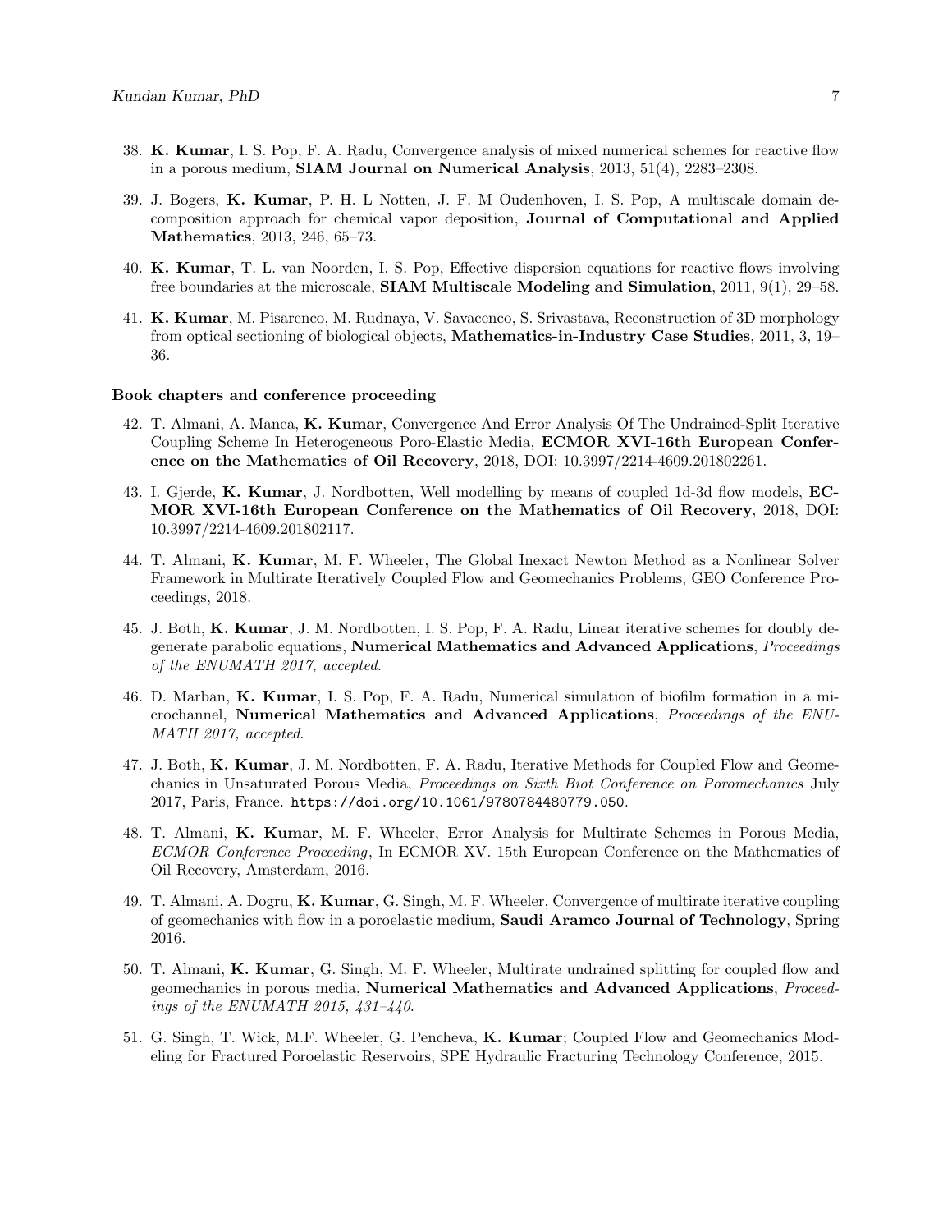38. **K. Kumar**, I. S. Pop, F. A. Radu, Convergence analysis of mixed numerical schemes for reactive flow in a porous medium, **SIAM Journal on Numerical Analysis**, 2013, 51(4), 2283–2308.

39. J. Bogers, **K. Kumar**, P. H. L Notten, J. F. M Oudenhoven, I. S. Pop, A multiscale domain decomposition approach for chemical vapor deposition, **Journal of Computational and Applied Mathematics**, 2013, 246, 65–73.

40. **K. Kumar**, T. L. van Noorden, I. S. Pop, Effective dispersion equations for reactive flows involving free boundaries at the microscale, **SIAM Multiscale Modeling and Simulation**, 2011, 9(1), 29–58.

41. **K. Kumar**, M. Pisarenco, M. Rudnaya, V. Savacenco, S. Srivastava, Reconstruction of 3D morphology from optical sectioning of biological objects, **Mathematics-in-Industry Case Studies**, 2011, 3, 19–36.

**Book chapters and conference proceeding**

42. T. Almani, A. Manea, **K. Kumar**, Convergence And Error Analysis Of The Undrained-Split Iterative Coupling Scheme In Heterogeneous Poro-Elastic Media, **ECMOR XVI-16th European Conference on the Mathematics of Oil Recovery**, 2018, DOI: 10.3997/2214-4609.201802261.

43. I. Gjerde, **K. Kumar**, J. Nordbotten, Well modelling by means of coupled 1d-3d flow models, **ECMOR XVI-16th European Conference on the Mathematics of Oil Recovery**, 2018, DOI: 10.3997/2214-4609.201802117.

44. T. Almani, **K. Kumar**, M. F. Wheeler, The Global Inexact Newton Method as a Nonlinear Solver Framework in Multirate Iteratively Coupled Flow and Geomechanics Problems, GEO Conference Proceedings, 2018.

45. J. Both, **K. Kumar**, J. M. Nordbotten, I. S. Pop, F. A. Radu, Linear iterative schemes for doubly degenerate parabolic equations, **Numerical Mathematics and Advanced Applications**, *Proceedings of the ENUMATH 2017, accepted*.

46. D. Marban, **K. Kumar**, I. S. Pop, F. A. Radu, Numerical simulation of biofilm formation in a microchannel, **Numerical Mathematics and Advanced Applications**, *Proceedings of the ENUMATH 2017, accepted*.

47. J. Both, **K. Kumar**, J. M. Nordbotten, F. A. Radu, Iterative Methods for Coupled Flow and Geomechanics in Unsaturated Porous Media, *Proceedings on Sixth Biot Conference on Poromechanics* July 2017, Paris, France. `https://doi.org/10.1061/9780784480779.050`.

48. T. Almani, **K. Kumar**, M. F. Wheeler, Error Analysis for Multirate Schemes in Porous Media, *ECMOR Conference Proceeding*, In ECMOR XV. 15th European Conference on the Mathematics of Oil Recovery, Amsterdam, 2016.

49. T. Almani, A. Dogru, **K. Kumar**, G. Singh, M. F. Wheeler, Convergence of multirate iterative coupling of geomechanics with flow in a poroelastic medium, **Saudi Aramco Journal of Technology**, Spring 2016.

50. T. Almani, **K. Kumar**, G. Singh, M. F. Wheeler, Multirate undrained splitting for coupled flow and geomechanics in porous media, **Numerical Mathematics and Advanced Applications**, *Proceedings of the ENUMATH 2015, 431–440*.

51. G. Singh, T. Wick, M.F. Wheeler, G. Pencheva, **K. Kumar**; Coupled Flow and Geomechanics Modeling for Fractured Poroelastic Reservoirs, SPE Hydraulic Fracturing Technology Conference, 2015.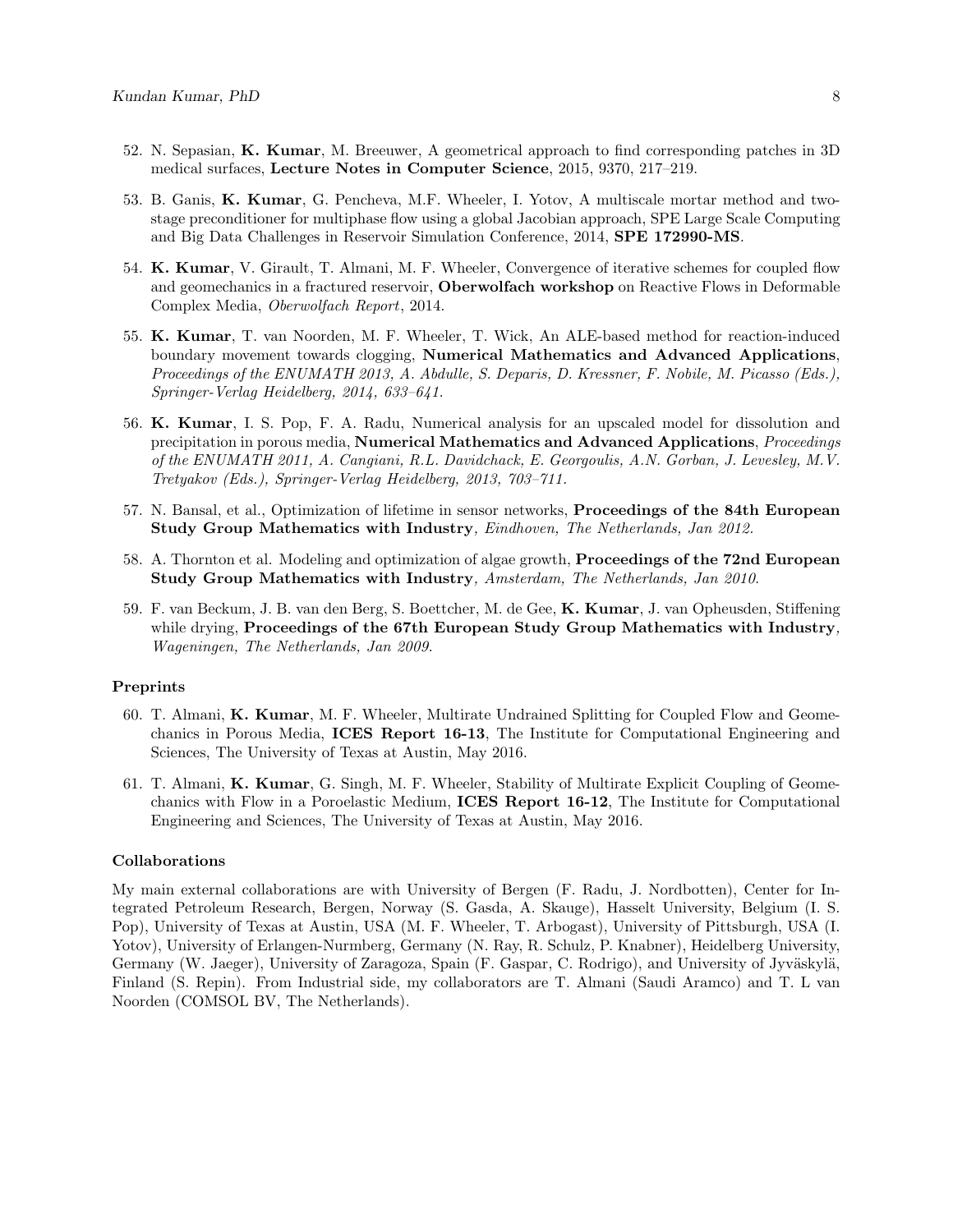52. N. Sepasian, **K. Kumar**, M. Breeuwer, A geometrical approach to find corresponding patches in 3D medical surfaces, **Lecture Notes in Computer Science**, 2015, 9370, 217–219.

53. B. Ganis, **K. Kumar**, G. Pencheva, M.F. Wheeler, I. Yotov, A multiscale mortar method and two-stage preconditioner for multiphase flow using a global Jacobian approach, SPE Large Scale Computing and Big Data Challenges in Reservoir Simulation Conference, 2014, **SPE 172990-MS**.

54. **K. Kumar**, V. Girault, T. Almani, M. F. Wheeler, Convergence of iterative schemes for coupled flow and geomechanics in a fractured reservoir, **Oberwolfach workshop** on Reactive Flows in Deformable Complex Media, *Oberwolfach Report*, 2014.

55. **K. Kumar**, T. van Noorden, M. F. Wheeler, T. Wick, An ALE-based method for reaction-induced boundary movement towards clogging, **Numerical Mathematics and Advanced Applications**, *Proceedings of the ENUMATH 2013, A. Abdulle, S. Deparis, D. Kressner, F. Nobile, M. Picasso (Eds.), Springer-Verlag Heidelberg, 2014, 633–641.*

56. **K. Kumar**, I. S. Pop, F. A. Radu, Numerical analysis for an upscaled model for dissolution and precipitation in porous media, **Numerical Mathematics and Advanced Applications**, *Proceedings of the ENUMATH 2011, A. Cangiani, R.L. Davidchack, E. Georgoulis, A.N. Gorban, J. Levesley, M.V. Tretyakov (Eds.), Springer-Verlag Heidelberg, 2013, 703–711.*

57. N. Bansal, et al., Optimization of lifetime in sensor networks, **Proceedings of the 84th European Study Group Mathematics with Industry**, *Eindhoven, The Netherlands, Jan 2012.*

58. A. Thornton et al. Modeling and optimization of algae growth, **Proceedings of the 72nd European Study Group Mathematics with Industry**, *Amsterdam, The Netherlands, Jan 2010.*

59. F. van Beckum, J. B. van den Berg, S. Boettcher, M. de Gee, **K. Kumar**, J. van Opheusden, Stiffening while drying, **Proceedings of the 67th European Study Group Mathematics with Industry**, *Wageningen, The Netherlands, Jan 2009.*

### Preprints

60. T. Almani, **K. Kumar**, M. F. Wheeler, Multirate Undrained Splitting for Coupled Flow and Geomechanics in Porous Media, **ICES Report 16-13**, The Institute for Computational Engineering and Sciences, The University of Texas at Austin, May 2016.

61. T. Almani, **K. Kumar**, G. Singh, M. F. Wheeler, Stability of Multirate Explicit Coupling of Geomechanics with Flow in a Poroelastic Medium, **ICES Report 16-12**, The Institute for Computational Engineering and Sciences, The University of Texas at Austin, May 2016.

### Collaborations

My main external collaborations are with University of Bergen (F. Radu, J. Nordbotten), Center for Integrated Petroleum Research, Bergen, Norway (S. Gasda, A. Skauge), Hasselt University, Belgium (I. S. Pop), University of Texas at Austin, USA (M. F. Wheeler, T. Arbogast), University of Pittsburgh, USA (I. Yotov), University of Erlangen-Nurmberg, Germany (N. Ray, R. Schulz, P. Knabner), Heidelberg University, Germany (W. Jaeger), University of Zaragoza, Spain (F. Gaspar, C. Rodrigo), and University of Jyväskylä, Finland (S. Repin). From Industrial side, my collaborators are T. Almani (Saudi Aramco) and T. L van Noorden (COMSOL BV, The Netherlands).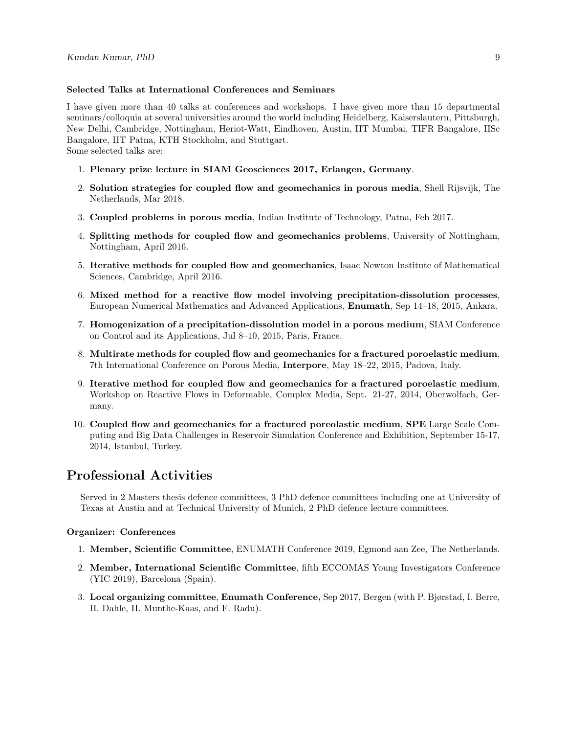### Selected Talks at International Conferences and Seminars

I have given more than 40 talks at conferences and workshops. I have given more than 15 departmental seminars/colloquia at several universities around the world including Heidelberg, Kaiserslautern, Pittsburgh, New Delhi, Cambridge, Nottingham, Heriot-Watt, Eindhoven, Austin, IIT Mumbai, TIFR Bangalore, IISc Bangalore, IIT Patna, KTH Stockholm, and Stuttgart.
Some selected talks are:

1. **Plenary prize lecture in SIAM Geosciences 2017, Erlangen, Germany**.
2. **Solution strategies for coupled flow and geomechanics in porous media**, Shell Rijsvijk, The Netherlands, Mar 2018.
3. **Coupled problems in porous media**, Indian Institute of Technology, Patna, Feb 2017.
4. **Splitting methods for coupled flow and geomechanics problems**, University of Nottingham, Nottingham, April 2016.
5. **Iterative methods for coupled flow and geomechanics**, Isaac Newton Institute of Mathematical Sciences, Cambridge, April 2016.
6. **Mixed method for a reactive flow model involving precipitation-dissolution processes**, European Numerical Mathematics and Advanced Applications, **Enumath**, Sep 14–18, 2015, Ankara.
7. **Homogenization of a precipitation-dissolution model in a porous medium**, SIAM Conference on Control and its Applications, Jul 8–10, 2015, Paris, France.
8. **Multirate methods for coupled flow and geomechanics for a fractured poroelastic medium**, 7th International Conference on Porous Media, **Interpore**, May 18–22, 2015, Padova, Italy.
9. **Iterative method for coupled flow and geomechanics for a fractured poroelastic medium**, Workshop on Reactive Flows in Deformable, Complex Media, Sept. 21-27, 2014, Oberwolfach, Germany.
10. **Coupled flow and geomechanics for a fractured poreolastic medium**, **SPE** Large Scale Computing and Big Data Challenges in Reservoir Simulation Conference and Exhibition, September 15-17, 2014, Istanbul, Turkey.

# Professional Activities

Served in 2 Masters thesis defence committees, 3 PhD defence committees including one at University of Texas at Austin and at Technical University of Munich, 2 PhD defence lecture committees.

### Organizer: Conferences

1. **Member, Scientific Committee**, ENUMATH Conference 2019, Egmond aan Zee, The Netherlands.
2. **Member, International Scientific Committee**, fifth ECCOMAS Young Investigators Conference (YIC 2019), Barcelona (Spain).
3. **Local organizing committee**, **Enumath Conference,** Sep 2017, Bergen (with P. Bjørstad, I. Berre, H. Dahle, H. Munthe-Kaas, and F. Radu).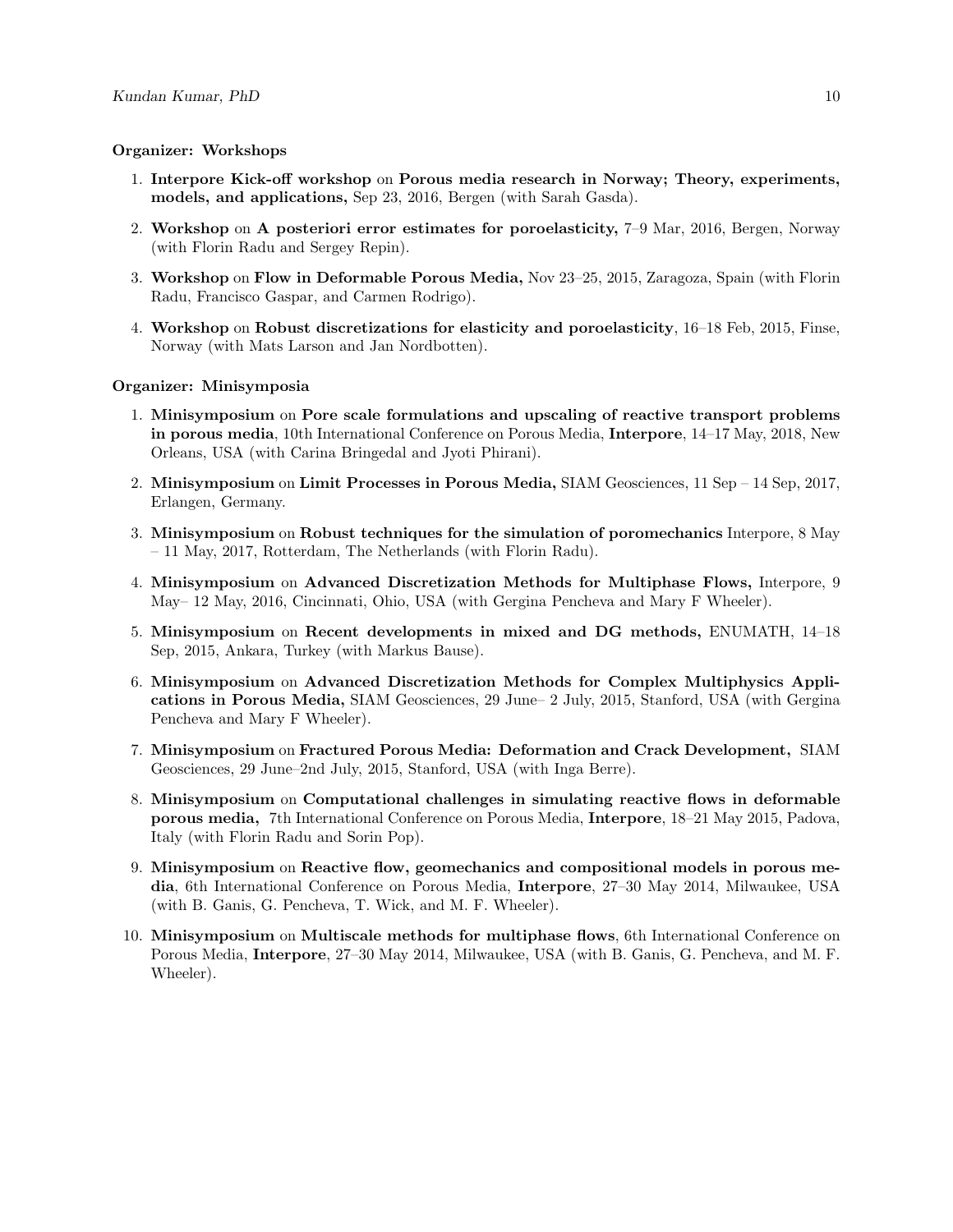**Organizer: Workshops**

1. **Interpore Kick-off workshop** on **Porous media research in Norway; Theory, experiments, models, and applications,** Sep 23, 2016, Bergen (with Sarah Gasda).

2. **Workshop** on **A posteriori error estimates for poroelasticity,** 7–9 Mar, 2016, Bergen, Norway (with Florin Radu and Sergey Repin).

3. **Workshop** on **Flow in Deformable Porous Media,** Nov 23–25, 2015, Zaragoza, Spain (with Florin Radu, Francisco Gaspar, and Carmen Rodrigo).

4. **Workshop** on **Robust discretizations for elasticity and poroelasticity**, 16–18 Feb, 2015, Finse, Norway (with Mats Larson and Jan Nordbotten).

**Organizer: Minisymposia**

1. **Minisymposium** on **Pore scale formulations and upscaling of reactive transport problems in porous media**, 10th International Conference on Porous Media, **Interpore**, 14–17 May, 2018, New Orleans, USA (with Carina Bringedal and Jyoti Phirani).

2. **Minisymposium** on **Limit Processes in Porous Media,** SIAM Geosciences, 11 Sep – 14 Sep, 2017, Erlangen, Germany.

3. **Minisymposium** on **Robust techniques for the simulation of poromechanics** Interpore, 8 May – 11 May, 2017, Rotterdam, The Netherlands (with Florin Radu).

4. **Minisymposium** on **Advanced Discretization Methods for Multiphase Flows,** Interpore, 9 May– 12 May, 2016, Cincinnati, Ohio, USA (with Gergina Pencheva and Mary F Wheeler).

5. **Minisymposium** on **Recent developments in mixed and DG methods,** ENUMATH, 14–18 Sep, 2015, Ankara, Turkey (with Markus Bause).

6. **Minisymposium** on **Advanced Discretization Methods for Complex Multiphysics Applications in Porous Media,** SIAM Geosciences, 29 June– 2 July, 2015, Stanford, USA (with Gergina Pencheva and Mary F Wheeler).

7. **Minisymposium** on **Fractured Porous Media: Deformation and Crack Development,** SIAM Geosciences, 29 June–2nd July, 2015, Stanford, USA (with Inga Berre).

8. **Minisymposium** on **Computational challenges in simulating reactive flows in deformable porous media,** 7th International Conference on Porous Media, **Interpore**, 18–21 May 2015, Padova, Italy (with Florin Radu and Sorin Pop).

9. **Minisymposium** on **Reactive flow, geomechanics and compositional models in porous media**, 6th International Conference on Porous Media, **Interpore**, 27–30 May 2014, Milwaukee, USA (with B. Ganis, G. Pencheva, T. Wick, and M. F. Wheeler).

10. **Minisymposium** on **Multiscale methods for multiphase flows**, 6th International Conference on Porous Media, **Interpore**, 27–30 May 2014, Milwaukee, USA (with B. Ganis, G. Pencheva, and M. F. Wheeler).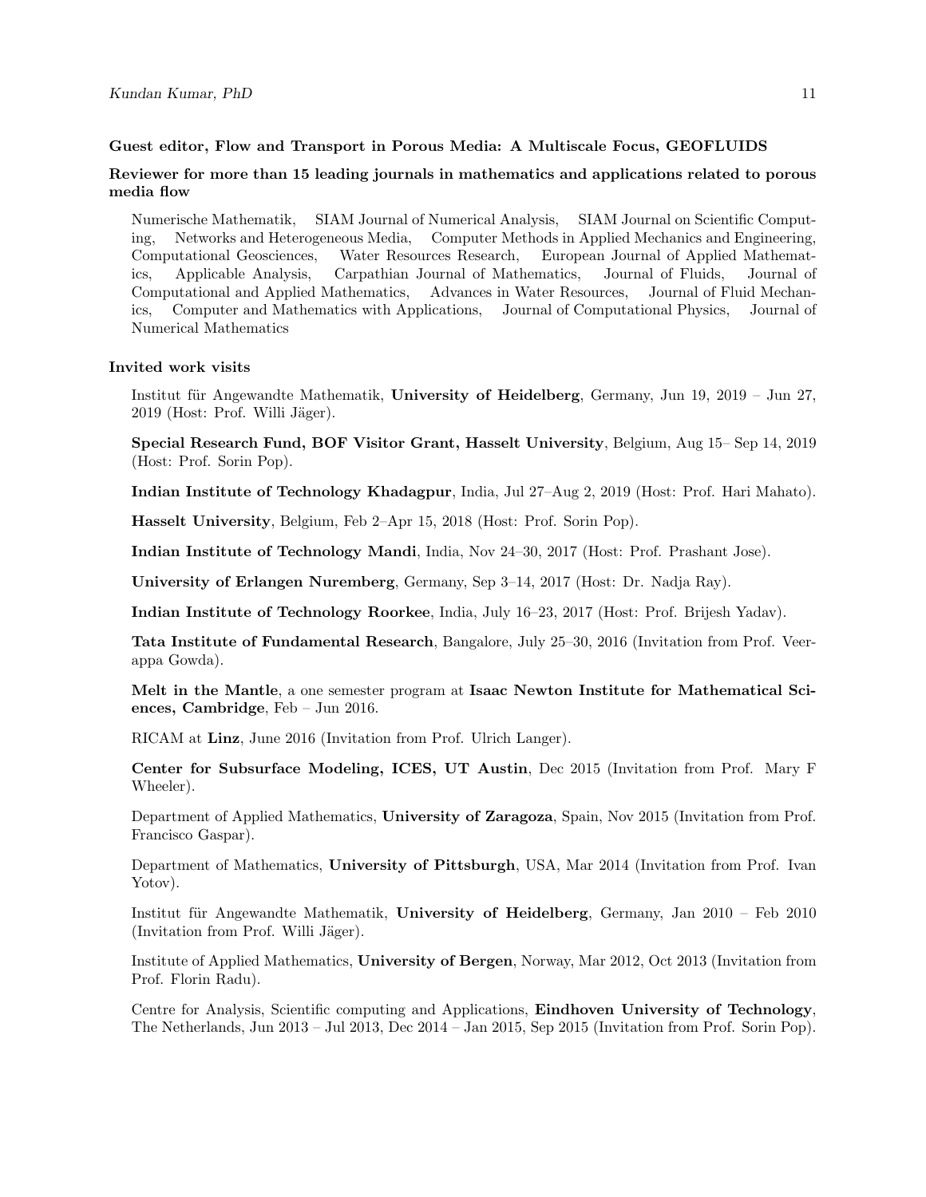**Guest editor, Flow and Transport in Porous Media: A Multiscale Focus, GEOFLUIDS**

**Reviewer for more than 15 leading journals in mathematics and applications related to porous media flow**

Numerische Mathematik, SIAM Journal of Numerical Analysis, SIAM Journal on Scientific Computing, Networks and Heterogeneous Media, Computer Methods in Applied Mechanics and Engineering, Computational Geosciences, Water Resources Research, European Journal of Applied Mathematics, Applicable Analysis, Carpathian Journal of Mathematics, Journal of Fluids, Journal of Computational and Applied Mathematics, Advances in Water Resources, Journal of Fluid Mechanics, Computer and Mathematics with Applications, Journal of Computational Physics, Journal of Numerical Mathematics

**Invited work visits**

Institut für Angewandte Mathematik, **University of Heidelberg**, Germany, Jun 19, 2019 – Jun 27, 2019 (Host: Prof. Willi Jäger).

**Special Research Fund, BOF Visitor Grant, Hasselt University**, Belgium, Aug 15– Sep 14, 2019 (Host: Prof. Sorin Pop).

**Indian Institute of Technology Khadagpur**, India, Jul 27–Aug 2, 2019 (Host: Prof. Hari Mahato).

**Hasselt University**, Belgium, Feb 2–Apr 15, 2018 (Host: Prof. Sorin Pop).

**Indian Institute of Technology Mandi**, India, Nov 24–30, 2017 (Host: Prof. Prashant Jose).

**University of Erlangen Nuremberg**, Germany, Sep 3–14, 2017 (Host: Dr. Nadja Ray).

**Indian Institute of Technology Roorkee**, India, July 16–23, 2017 (Host: Prof. Brijesh Yadav).

**Tata Institute of Fundamental Research**, Bangalore, July 25–30, 2016 (Invitation from Prof. Veerappa Gowda).

**Melt in the Mantle**, a one semester program at **Isaac Newton Institute for Mathematical Sciences, Cambridge**, Feb – Jun 2016.

RICAM at **Linz**, June 2016 (Invitation from Prof. Ulrich Langer).

**Center for Subsurface Modeling, ICES, UT Austin**, Dec 2015 (Invitation from Prof. Mary F Wheeler).

Department of Applied Mathematics, **University of Zaragoza**, Spain, Nov 2015 (Invitation from Prof. Francisco Gaspar).

Department of Mathematics, **University of Pittsburgh**, USA, Mar 2014 (Invitation from Prof. Ivan Yotov).

Institut für Angewandte Mathematik, **University of Heidelberg**, Germany, Jan 2010 – Feb 2010 (Invitation from Prof. Willi Jäger).

Institute of Applied Mathematics, **University of Bergen**, Norway, Mar 2012, Oct 2013 (Invitation from Prof. Florin Radu).

Centre for Analysis, Scientific computing and Applications, **Eindhoven University of Technology**, The Netherlands, Jun 2013 – Jul 2013, Dec 2014 – Jan 2015, Sep 2015 (Invitation from Prof. Sorin Pop).